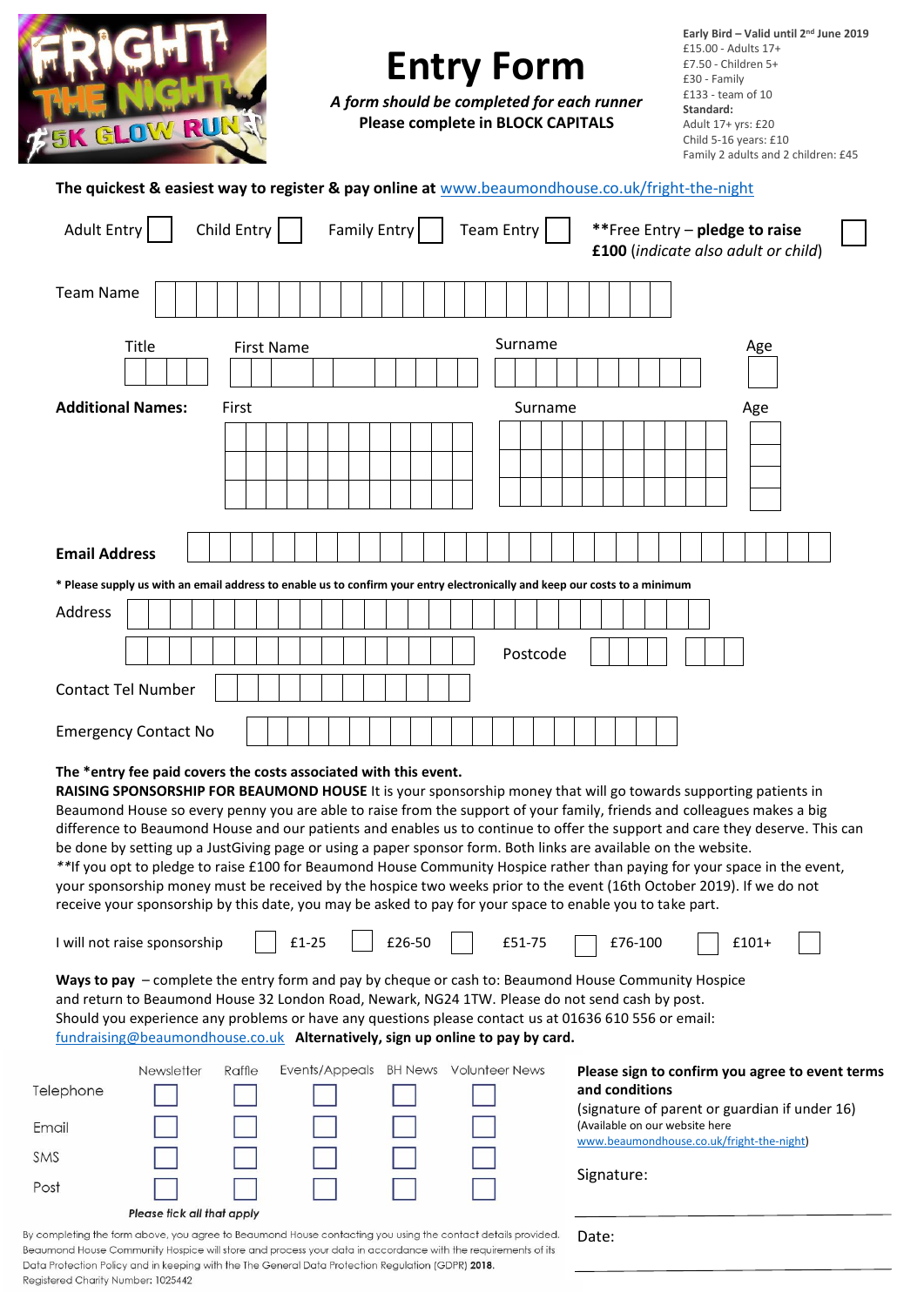FRIGHT THE NIGHT 5K GLOW RUN

# Entry Form

***A form should be completed for each runner***
**Please complete in BLOCK CAPITALS**

**Early Bird – Valid until 2nd June 2019**
£15.00 - Adults 17+
£7.50 - Children 5+
£30 - Family
£133 - team of 10
**Standard:**
Adult 17+ yrs: £20
Child 5-16 years: £10
Family 2 adults and 2 children: £45

**The quickest & easiest way to register & pay online at** www.beaumondhouse.co.uk/fright-the-night

Adult Entry ☐ Child Entry ☐ Family Entry ☐ Team Entry ☐ **Free Entry – pledge to raise £100** (*indicate also adult or child*) ☐

Team Name

| Title | First Name | Surname | Age |
|---|---|---|---|
| | | | |

**Additional Names:**

| First | Surname | Age |
|---|---|---|
| | | |
| | | |
| | | |
| | | |

**Email Address**

**\* Please supply us with an email address to enable us to confirm your entry electronically and keep our costs to a minimum**

Address

Postcode

Contact Tel Number

Emergency Contact No

**The *entry fee paid covers the costs associated with this event.**
**RAISING SPONSORSHIP FOR BEAUMOND HOUSE** It is your sponsorship money that will go towards supporting patients in Beaumond House so every penny you are able to raise from the support of your family, friends and colleagues makes a big difference to Beaumond House and our patients and enables us to continue to offer the support and care they deserve. This can be done by setting up a JustGiving page or using a paper sponsor form. Both links are available on the website.
*\*\*If you opt to pledge to raise £100 for Beaumond House Community Hospice rather than paying for your space in the event, your sponsorship money must be received by the hospice two weeks prior to the event (16th October 2019). If we do not receive your sponsorship by this date, you may be asked to pay for your space to enable you to take part.

I will not raise sponsorship ☐ £1-25 ☐ £26-50 ☐ £51-75 ☐ £76-100 ☐ £101+ ☐

**Ways to pay** – complete the entry form and pay by cheque or cash to: Beaumond House Community Hospice and return to Beaumond House 32 London Road, Newark, NG24 1TW. Please do not send cash by post.
Should you experience any problems or have any questions please contact us at 01636 610 556 or email: fundraising@beaumondhouse.co.uk **Alternatively, sign up online to pay by card.**

| | Newsletter | Raffle | Events/Appeals | BH News | Volunteer News |
|---|---|---|---|---|---|
| Telephone | ☐ | ☐ | ☐ | ☐ | ☐ |
| Email | ☐ | ☐ | ☐ | ☐ | ☐ |
| SMS | ☐ | ☐ | ☐ | ☐ | ☐ |
| Post | ☐ | ☐ | ☐ | ☐ | ☐ |

***Please tick all that apply***

**Please sign to confirm you agree to event terms and conditions**
(signature of parent or guardian if under 16)
(Available on our website here www.beaumondhouse.co.uk/fright-the-night)

Signature:

Date:

By completing the form above, you agree to Beaumond House contacting you using the contact details provided. Beaumond House Community Hospice will store and process your data in accordance with the requirements of its Data Protection Policy and in keeping with the The General Data Protection Regulation (GDPR) **2018**.
Registered Charity Number: 1025442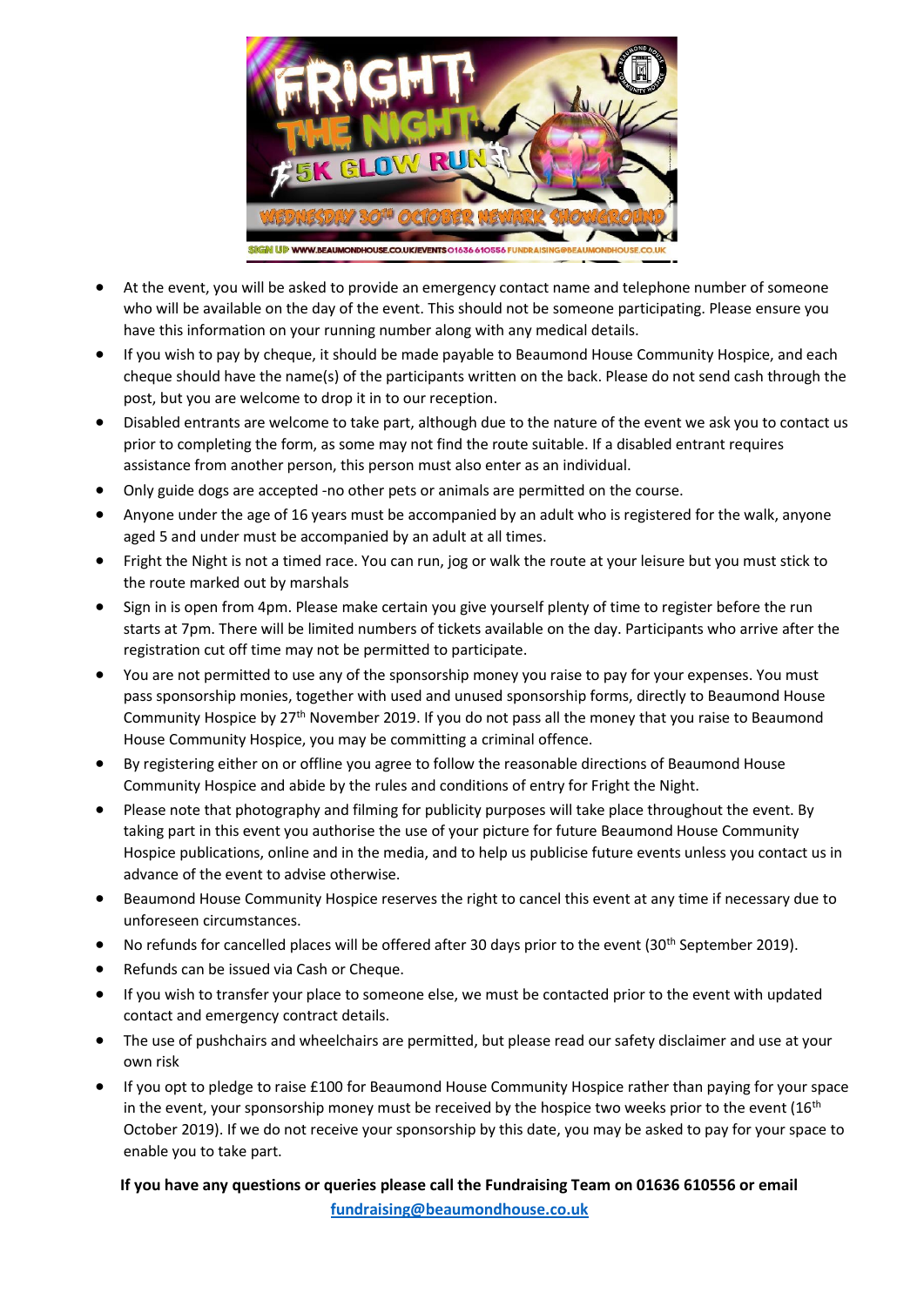- At the event, you will be asked to provide an emergency contact name and telephone number of someone who will be available on the day of the event. This should not be someone participating. Please ensure you have this information on your running number along with any medical details.
- If you wish to pay by cheque, it should be made payable to Beaumond House Community Hospice, and each cheque should have the name(s) of the participants written on the back. Please do not send cash through the post, but you are welcome to drop it in to our reception.
- Disabled entrants are welcome to take part, although due to the nature of the event we ask you to contact us prior to completing the form, as some may not find the route suitable. If a disabled entrant requires assistance from another person, this person must also enter as an individual.
- Only guide dogs are accepted -no other pets or animals are permitted on the course.
- Anyone under the age of 16 years must be accompanied by an adult who is registered for the walk, anyone aged 5 and under must be accompanied by an adult at all times.
- Fright the Night is not a timed race. You can run, jog or walk the route at your leisure but you must stick to the route marked out by marshals
- Sign in is open from 4pm. Please make certain you give yourself plenty of time to register before the run starts at 7pm. There will be limited numbers of tickets available on the day. Participants who arrive after the registration cut off time may not be permitted to participate.
- You are not permitted to use any of the sponsorship money you raise to pay for your expenses. You must pass sponsorship monies, together with used and unused sponsorship forms, directly to Beaumond House Community Hospice by 27th November 2019. If you do not pass all the money that you raise to Beaumond House Community Hospice, you may be committing a criminal offence.
- By registering either on or offline you agree to follow the reasonable directions of Beaumond House Community Hospice and abide by the rules and conditions of entry for Fright the Night.
- Please note that photography and filming for publicity purposes will take place throughout the event. By taking part in this event you authorise the use of your picture for future Beaumond House Community Hospice publications, online and in the media, and to help us publicise future events unless you contact us in advance of the event to advise otherwise.
- Beaumond House Community Hospice reserves the right to cancel this event at any time if necessary due to unforeseen circumstances.
- No refunds for cancelled places will be offered after 30 days prior to the event (30th September 2019).
- Refunds can be issued via Cash or Cheque.
- If you wish to transfer your place to someone else, we must be contacted prior to the event with updated contact and emergency contract details.
- The use of pushchairs and wheelchairs are permitted, but please read our safety disclaimer and use at your own risk
- If you opt to pledge to raise £100 for Beaumond House Community Hospice rather than paying for your space in the event, your sponsorship money must be received by the hospice two weeks prior to the event (16th October 2019). If we do not receive your sponsorship by this date, you may be asked to pay for your space to enable you to take part.

**If you have any questions or queries please call the Fundraising Team on 01636 610556 or email fundraising@beaumondhouse.co.uk**